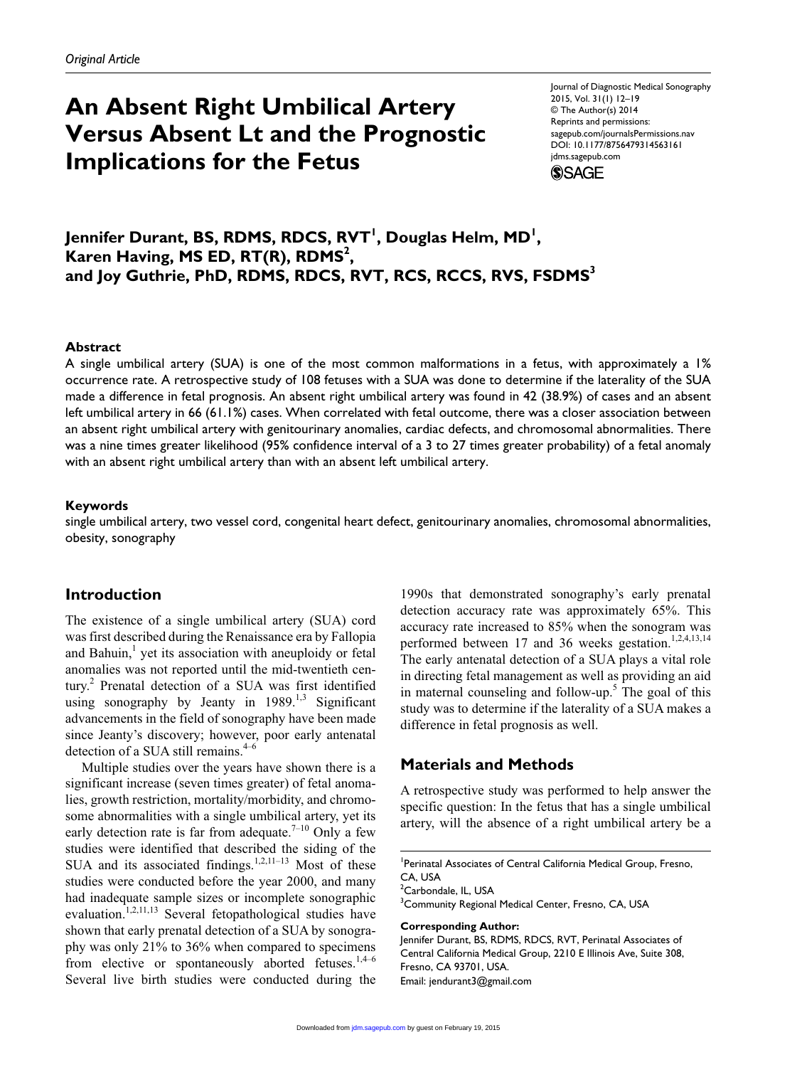*Original Article*

# An Absent Right Umbilical Artery Versus Absent Lt and the Prognostic Implications for the Fetus

Journal of Diagnostic Medical Sonography
2015, Vol. 31(1) 12–19
© The Author(s) 2014
Reprints and permissions:
sagepub.com/journalsPermissions.nav
DOI: 10.1177/8756479314563161
jdms.sagepub.com

**Jennifer Durant, BS, RDMS, RDCS, RVT[1], Douglas Helm, MD[1], Karen Having, MS ED, RT(R), RDMS[2], and Joy Guthrie, PhD, RDMS, RDCS, RVT, RCS, RCCS, RVS, FSDMS[3]**

## Abstract

A single umbilical artery (SUA) is one of the most common malformations in a fetus, with approximately a 1% occurrence rate. A retrospective study of 108 fetuses with a SUA was done to determine if the laterality of the SUA made a difference in fetal prognosis. An absent right umbilical artery was found in 42 (38.9%) of cases and an absent left umbilical artery in 66 (61.1%) cases. When correlated with fetal outcome, there was a closer association between an absent right umbilical artery with genitourinary anomalies, cardiac defects, and chromosomal abnormalities. There was a nine times greater likelihood (95% confidence interval of a 3 to 27 times greater probability) of a fetal anomaly with an absent right umbilical artery than with an absent left umbilical artery.

## Keywords

single umbilical artery, two vessel cord, congenital heart defect, genitourinary anomalies, chromosomal abnormalities, obesity, sonography

## Introduction

The existence of a single umbilical artery (SUA) cord was first described during the Renaissance era by Fallopia and Bahuin,[1] yet its association with aneuploidy or fetal anomalies was not reported until the mid-twentieth century.[2] Prenatal detection of a SUA was first identified using sonography by Jeanty in 1989.[1,3] Significant advancements in the field of sonography have been made since Jeanty's discovery; however, poor early antenatal detection of a SUA still remains.[4–6]

Multiple studies over the years have shown there is a significant increase (seven times greater) of fetal anomalies, growth restriction, mortality/morbidity, and chromosome abnormalities with a single umbilical artery, yet its early detection rate is far from adequate.[7–10] Only a few studies were identified that described the siding of the SUA and its associated findings.[1,2,11–13] Most of these studies were conducted before the year 2000, and many had inadequate sample sizes or incomplete sonographic evaluation.[1,2,11,13] Several fetopathological studies have shown that early prenatal detection of a SUA by sonography was only 21% to 36% when compared to specimens from elective or spontaneously aborted fetuses.[1,4–6] Several live birth studies were conducted during the 1990s that demonstrated sonography's early prenatal detection accuracy rate was approximately 65%. This accuracy rate increased to 85% when the sonogram was performed between 17 and 36 weeks gestation.[1,2,4,13,14] The early antenatal detection of a SUA plays a vital role in directing fetal management as well as providing an aid in maternal counseling and follow-up.[5] The goal of this study was to determine if the laterality of a SUA makes a difference in fetal prognosis as well.

## Materials and Methods

A retrospective study was performed to help answer the specific question: In the fetus that has a single umbilical artery, will the absence of a right umbilical artery be a

---

[1]Perinatal Associates of Central California Medical Group, Fresno, CA, USA
[2]Carbondale, IL, USA
[3]Community Regional Medical Center, Fresno, CA, USA

**Corresponding Author:**
Jennifer Durant, BS, RDMS, RDCS, RVT, Perinatal Associates of Central California Medical Group, 2210 E Illinois Ave, Suite 308, Fresno, CA 93701, USA.
Email: jendurant3@gmail.com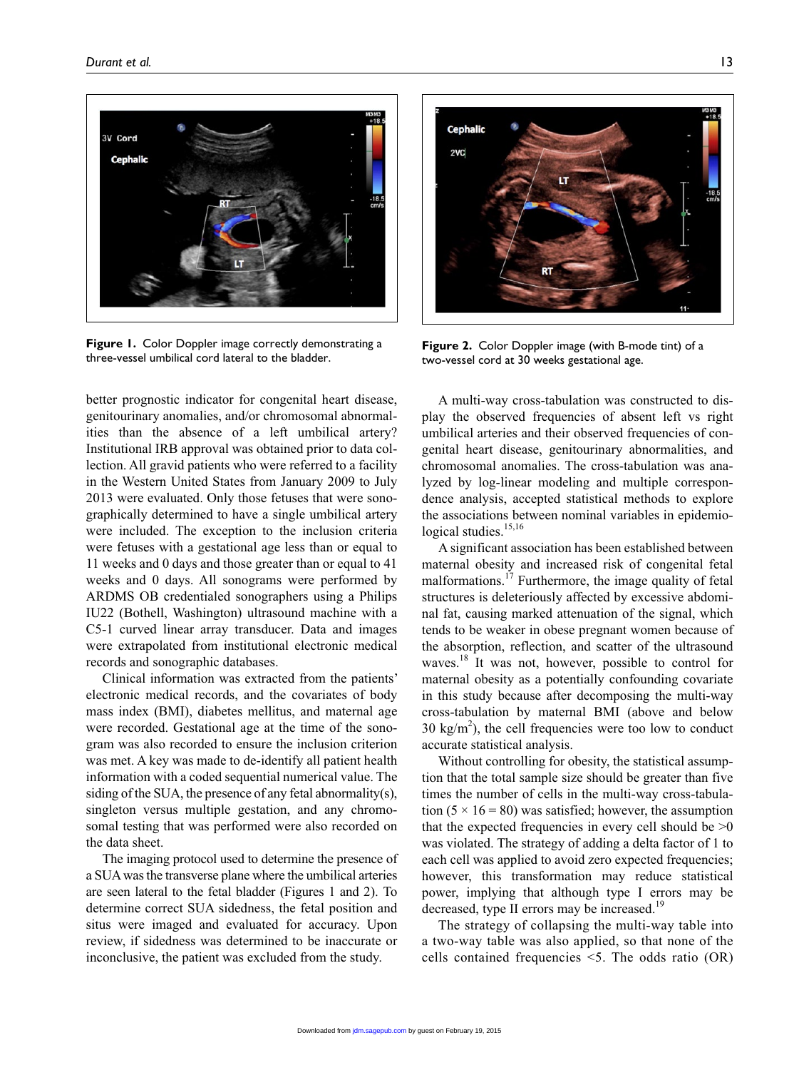Figure 1. Color Doppler image correctly demonstrating a three-vessel umbilical cord lateral to the bladder.

Figure 2. Color Doppler image (with B-mode tint) of a two-vessel cord at 30 weeks gestational age.

better prognostic indicator for congenital heart disease, genitourinary anomalies, and/or chromosomal abnormalities than the absence of a left umbilical artery? Institutional IRB approval was obtained prior to data collection. All gravid patients who were referred to a facility in the Western United States from January 2009 to July 2013 were evaluated. Only those fetuses that were sonographically determined to have a single umbilical artery were included. The exception to the inclusion criteria were fetuses with a gestational age less than or equal to 11 weeks and 0 days and those greater than or equal to 41 weeks and 0 days. All sonograms were performed by ARDMS OB credentialed sonographers using a Philips IU22 (Bothell, Washington) ultrasound machine with a C5-1 curved linear array transducer. Data and images were extrapolated from institutional electronic medical records and sonographic databases.

Clinical information was extracted from the patients' electronic medical records, and the covariates of body mass index (BMI), diabetes mellitus, and maternal age were recorded. Gestational age at the time of the sonogram was also recorded to ensure the inclusion criterion was met. A key was made to de-identify all patient health information with a coded sequential numerical value. The siding of the SUA, the presence of any fetal abnormality(s), singleton versus multiple gestation, and any chromosomal testing that was performed were also recorded on the data sheet.

The imaging protocol used to determine the presence of a SUA was the transverse plane where the umbilical arteries are seen lateral to the fetal bladder (Figures 1 and 2). To determine correct SUA sidedness, the fetal position and situs were imaged and evaluated for accuracy. Upon review, if sidedness was determined to be inaccurate or inconclusive, the patient was excluded from the study.

A multi-way cross-tabulation was constructed to display the observed frequencies of absent left vs right umbilical arteries and their observed frequencies of congenital heart disease, genitourinary abnormalities, and chromosomal anomalies. The cross-tabulation was analyzed by log-linear modeling and multiple correspondence analysis, accepted statistical methods to explore the associations between nominal variables in epidemiological studies.[15,16]

A significant association has been established between maternal obesity and increased risk of congenital fetal malformations.[17] Furthermore, the image quality of fetal structures is deleteriously affected by excessive abdominal fat, causing marked attenuation of the signal, which tends to be weaker in obese pregnant women because of the absorption, reflection, and scatter of the ultrasound waves.[18] It was not, however, possible to control for maternal obesity as a potentially confounding covariate in this study because after decomposing the multi-way cross-tabulation by maternal BMI (above and below 30 kg/m$^2$), the cell frequencies were too low to conduct accurate statistical analysis.

Without controlling for obesity, the statistical assumption that the total sample size should be greater than five times the number of cells in the multi-way cross-tabulation ($5 \times 16 = 80$) was satisfied; however, the assumption that the expected frequencies in every cell should be >0 was violated. The strategy of adding a delta factor of 1 to each cell was applied to avoid zero expected frequencies; however, this transformation may reduce statistical power, implying that although type I errors may be decreased, type II errors may be increased.[19]

The strategy of collapsing the multi-way table into a two-way table was also applied, so that none of the cells contained frequencies <5. The odds ratio (OR)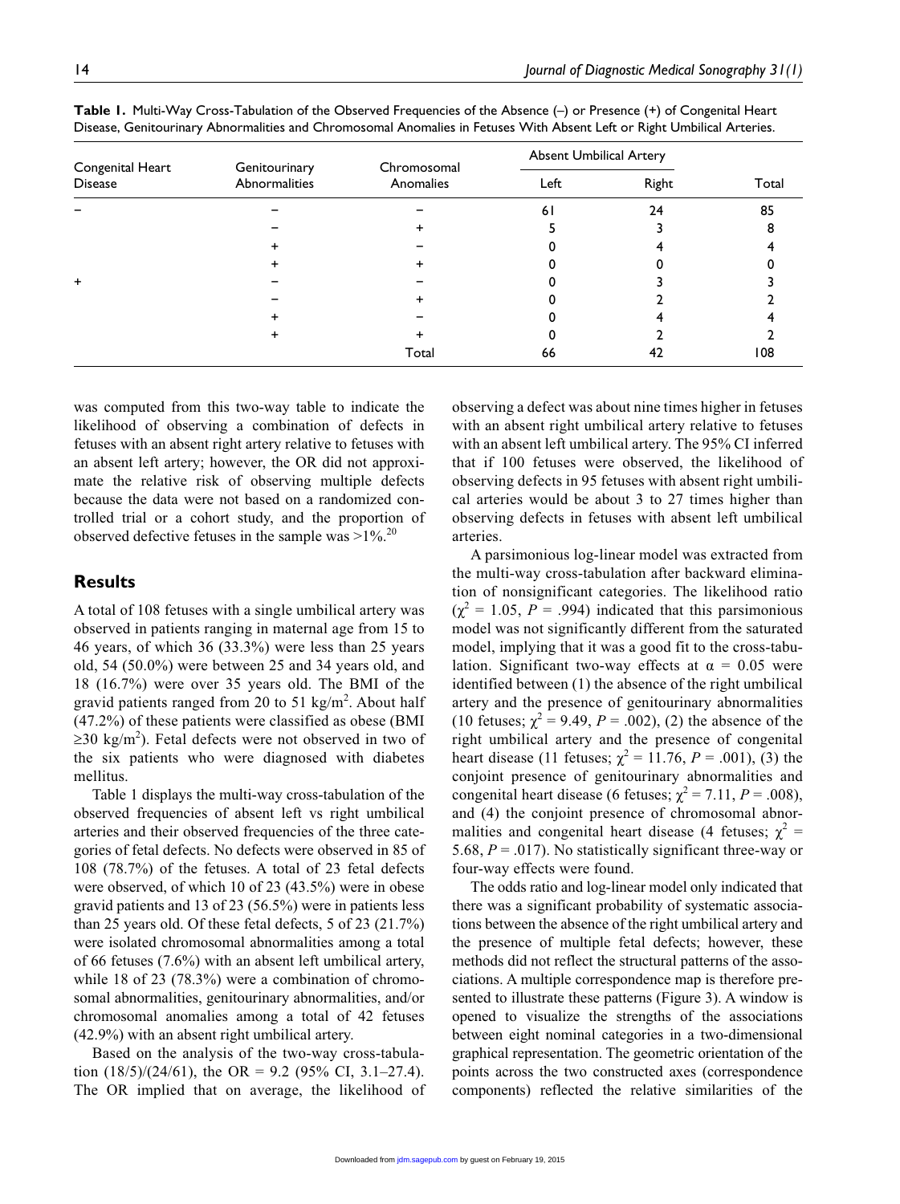**Table 1.** Multi-Way Cross-Tabulation of the Observed Frequencies of the Absence (–) or Presence (+) of Congenital Heart Disease, Genitourinary Abnormalities and Chromosomal Anomalies in Fetuses With Absent Left or Right Umbilical Arteries.

| Congenital Heart Disease | Genitourinary Abnormalities | Chromosomal Anomalies | Absent Umbilical Artery | | Total |
|---|---|---|---|---|---|
| | | | Left | Right | |
| – | – | – | 61 | 24 | 85 |
| | – | + | 5 | 3 | 8 |
| | + | – | 0 | 4 | 4 |
| | + | + | 0 | 0 | 0 |
| + | – | – | 0 | 3 | 3 |
| | – | + | 0 | 2 | 2 |
| | + | – | 0 | 4 | 4 |
| | + | + | 0 | 2 | 2 |
| | | Total | 66 | 42 | 108 |

was computed from this two-way table to indicate the likelihood of observing a combination of defects in fetuses with an absent right artery relative to fetuses with an absent left artery; however, the OR did not approximate the relative risk of observing multiple defects because the data were not based on a randomized controlled trial or a cohort study, and the proportion of observed defective fetuses in the sample was >1%.[20]

## Results

A total of 108 fetuses with a single umbilical artery was observed in patients ranging in maternal age from 15 to 46 years, of which 36 (33.3%) were less than 25 years old, 54 (50.0%) were between 25 and 34 years old, and 18 (16.7%) were over 35 years old. The BMI of the gravid patients ranged from 20 to 51 kg/m$^2$. About half (47.2%) of these patients were classified as obese (BMI ≥30 kg/m$^2$). Fetal defects were not observed in two of the six patients who were diagnosed with diabetes mellitus.

Table 1 displays the multi-way cross-tabulation of the observed frequencies of absent left vs right umbilical arteries and their observed frequencies of the three categories of fetal defects. No defects were observed in 85 of 108 (78.7%) of the fetuses. A total of 23 fetal defects were observed, of which 10 of 23 (43.5%) were in obese gravid patients and 13 of 23 (56.5%) were in patients less than 25 years old. Of these fetal defects, 5 of 23 (21.7%) were isolated chromosomal abnormalities among a total of 66 fetuses (7.6%) with an absent left umbilical artery, while 18 of 23 (78.3%) were a combination of chromosomal abnormalities, genitourinary abnormalities, and/or chromosomal anomalies among a total of 42 fetuses (42.9%) with an absent right umbilical artery.

Based on the analysis of the two-way cross-tabulation (18/5)/(24/61), the OR = 9.2 (95% CI, 3.1–27.4). The OR implied that on average, the likelihood of observing a defect was about nine times higher in fetuses with an absent right umbilical artery relative to fetuses with an absent left umbilical artery. The 95% CI inferred that if 100 fetuses were observed, the likelihood of observing defects in 95 fetuses with absent right umbilical arteries would be about 3 to 27 times higher than observing defects in fetuses with absent left umbilical arteries.

A parsimonious log-linear model was extracted from the multi-way cross-tabulation after backward elimination of nonsignificant categories. The likelihood ratio ($\chi^2$ = 1.05, $P$ = .994) indicated that this parsimonious model was not significantly different from the saturated model, implying that it was a good fit to the cross-tabulation. Significant two-way effects at $\alpha$ = 0.05 were identified between (1) the absence of the right umbilical artery and the presence of genitourinary abnormalities (10 fetuses; $\chi^2$ = 9.49, $P$ = .002), (2) the absence of the right umbilical artery and the presence of congenital heart disease (11 fetuses; $\chi^2$ = 11.76, $P$ = .001), (3) the conjoint presence of genitourinary abnormalities and congenital heart disease (6 fetuses; $\chi^2$ = 7.11, $P$ = .008), and (4) the conjoint presence of chromosomal abnormalities and congenital heart disease (4 fetuses; $\chi^2$ = 5.68, $P$ = .017). No statistically significant three-way or four-way effects were found.

The odds ratio and log-linear model only indicated that there was a significant probability of systematic associations between the absence of the right umbilical artery and the presence of multiple fetal defects; however, these methods did not reflect the structural patterns of the associations. A multiple correspondence map is therefore presented to illustrate these patterns (Figure 3). A window is opened to visualize the strengths of the associations between eight nominal categories in a two-dimensional graphical representation. The geometric orientation of the points across the two constructed axes (correspondence components) reflected the relative similarities of the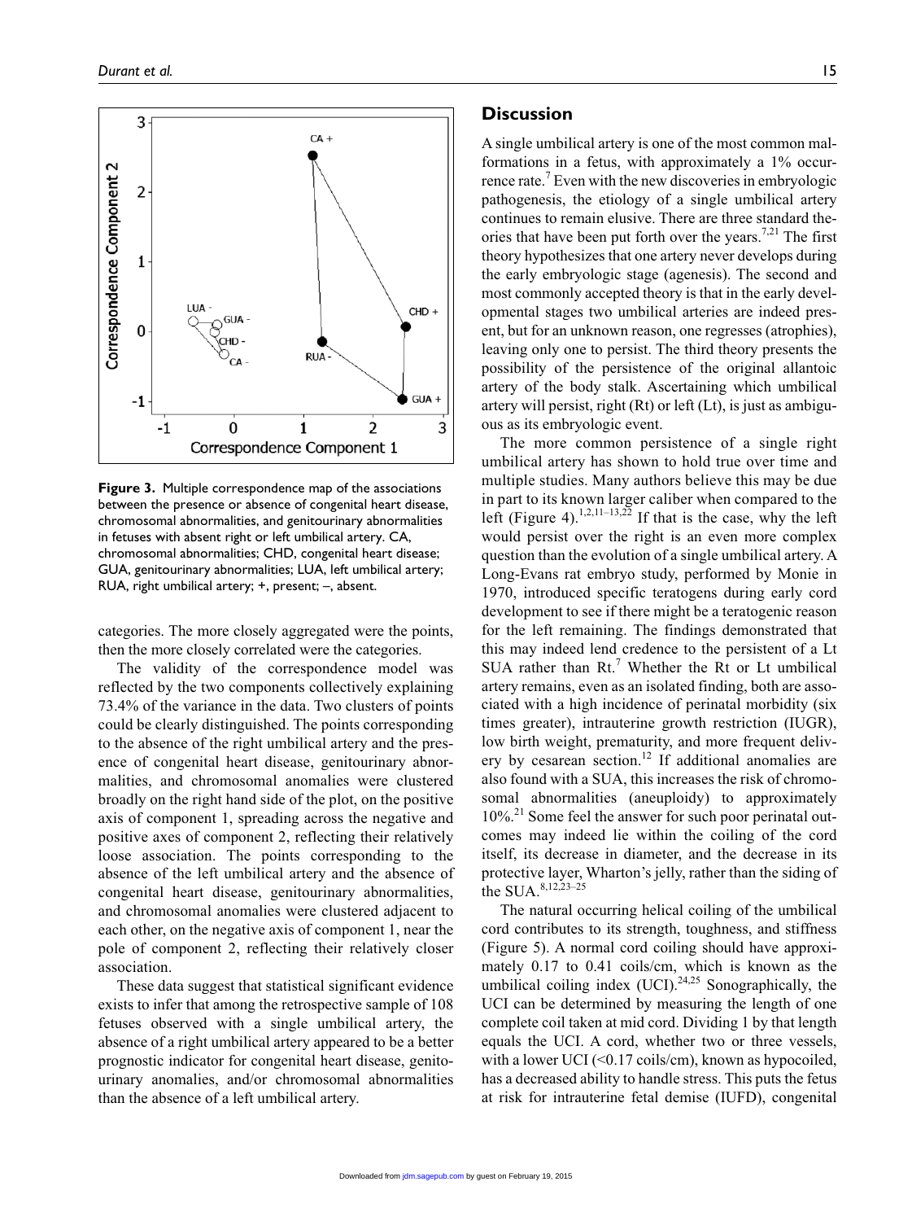**Figure 3.** Multiple correspondence map of the associations between the presence or absence of congenital heart disease, chromosomal abnormalities, and genitourinary abnormalities in fetuses with absent right or left umbilical artery. CA, chromosomal abnormalities; CHD, congenital heart disease; GUA, genitourinary abnormalities; LUA, left umbilical artery; RUA, right umbilical artery; +, present; –, absent.

categories. The more closely aggregated were the points, then the more closely correlated were the categories.

The validity of the correspondence model was reflected by the two components collectively explaining 73.4% of the variance in the data. Two clusters of points could be clearly distinguished. The points corresponding to the absence of the right umbilical artery and the presence of congenital heart disease, genitourinary abnormalities, and chromosomal anomalies were clustered broadly on the right hand side of the plot, on the positive axis of component 1, spreading across the negative and positive axes of component 2, reflecting their relatively loose association. The points corresponding to the absence of the left umbilical artery and the absence of congenital heart disease, genitourinary abnormalities, and chromosomal anomalies were clustered adjacent to each other, on the negative axis of component 1, near the pole of component 2, reflecting their relatively closer association.

These data suggest that statistical significant evidence exists to infer that among the retrospective sample of 108 fetuses observed with a single umbilical artery, the absence of a right umbilical artery appeared to be a better prognostic indicator for congenital heart disease, genitourinary anomalies, and/or chromosomal abnormalities than the absence of a left umbilical artery.

## Discussion

A single umbilical artery is one of the most common malformations in a fetus, with approximately a 1% occurrence rate.[7] Even with the new discoveries in embryologic pathogenesis, the etiology of a single umbilical artery continues to remain elusive. There are three standard theories that have been put forth over the years.[7,21] The first theory hypothesizes that one artery never develops during the early embryologic stage (agenesis). The second and most commonly accepted theory is that in the early developmental stages two umbilical arteries are indeed present, but for an unknown reason, one regresses (atrophies), leaving only one to persist. The third theory presents the possibility of the persistence of the original allantoic artery of the body stalk. Ascertaining which umbilical artery will persist, right (Rt) or left (Lt), is just as ambiguous as its embryologic event.

The more common persistence of a single right umbilical artery has shown to hold true over time and multiple studies. Many authors believe this may be due in part to its known larger caliber when compared to the left (Figure 4).[1,2,11–13,22] If that is the case, why the left would persist over the right is an even more complex question than the evolution of a single umbilical artery. A Long-Evans rat embryo study, performed by Monie in 1970, introduced specific teratogens during early cord development to see if there might be a teratogenic reason for the left remaining. The findings demonstrated that this may indeed lend credence to the persistent of a Lt SUA rather than Rt.[7] Whether the Rt or Lt umbilical artery remains, even as an isolated finding, both are associated with a high incidence of perinatal morbidity (six times greater), intrauterine growth restriction (IUGR), low birth weight, prematurity, and more frequent delivery by cesarean section.[12] If additional anomalies are also found with a SUA, this increases the risk of chromosomal abnormalities (aneuploidy) to approximately 10%.[21] Some feel the answer for such poor perinatal outcomes may indeed lie within the coiling of the cord itself, its decrease in diameter, and the decrease in its protective layer, Wharton's jelly, rather than the siding of the SUA.[8,12,23–25]

The natural occurring helical coiling of the umbilical cord contributes to its strength, toughness, and stiffness (Figure 5). A normal cord coiling should have approximately 0.17 to 0.41 coils/cm, which is known as the umbilical coiling index (UCI).[24,25] Sonographically, the UCI can be determined by measuring the length of one complete coil taken at mid cord. Dividing 1 by that length equals the UCI. A cord, whether two or three vessels, with a lower UCI (<0.17 coils/cm), known as hypocoiled, has a decreased ability to handle stress. This puts the fetus at risk for intrauterine fetal demise (IUFD), congenital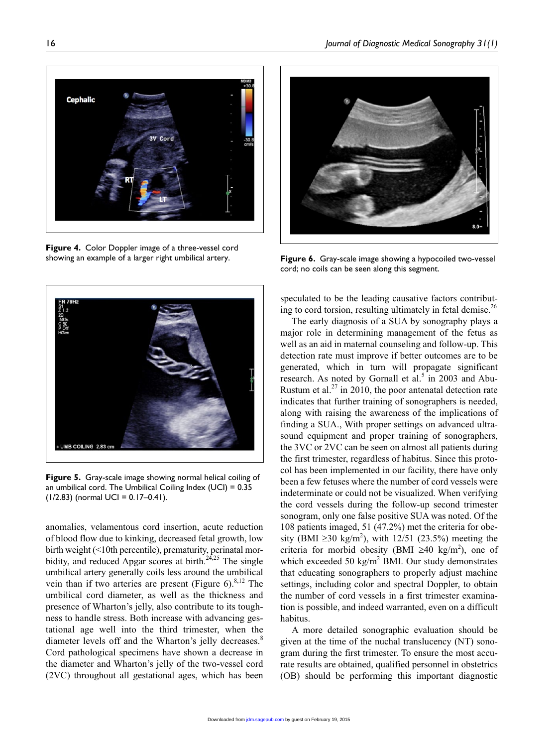Figure 4. Color Doppler image of a three-vessel cord showing an example of a larger right umbilical artery.

Figure 5. Gray-scale image showing normal helical coiling of an umbilical cord. The Umbilical Coiling Index (UCI) = 0.35 (1/2.83) (normal UCI = 0.17–0.41).

Figure 6. Gray-scale image showing a hypocoiled two-vessel cord; no coils can be seen along this segment.

anomalies, velamentous cord insertion, acute reduction of blood flow due to kinking, decreased fetal growth, low birth weight (<10th percentile), prematurity, perinatal morbidity, and reduced Apgar scores at birth.[24,25] The single umbilical artery generally coils less around the umbilical vein than if two arteries are present (Figure 6).[8,12] The umbilical cord diameter, as well as the thickness and presence of Wharton's jelly, also contribute to its toughness to handle stress. Both increase with advancing gestational age well into the third trimester, when the diameter levels off and the Wharton's jelly decreases.[8] Cord pathological specimens have shown a decrease in the diameter and Wharton's jelly of the two-vessel cord (2VC) throughout all gestational ages, which has been speculated to be the leading causative factors contributing to cord torsion, resulting ultimately in fetal demise.[26]

The early diagnosis of a SUA by sonography plays a major role in determining management of the fetus as well as an aid in maternal counseling and follow-up. This detection rate must improve if better outcomes are to be generated, which in turn will propagate significant research. As noted by Gornall et al.[5] in 2003 and Abu-Rustum et al.[27] in 2010, the poor antenatal detection rate indicates that further training of sonographers is needed, along with raising the awareness of the implications of finding a SUA., With proper settings on advanced ultrasound equipment and proper training of sonographers, the 3VC or 2VC can be seen on almost all patients during the first trimester, regardless of habitus. Since this protocol has been implemented in our facility, there have only been a few fetuses where the number of cord vessels were indeterminate or could not be visualized. When verifying the cord vessels during the follow-up second trimester sonogram, only one false positive SUA was noted. Of the 108 patients imaged, 51 (47.2%) met the criteria for obesity (BMI $\geq$30 kg/m$^2$), with 12/51 (23.5%) meeting the criteria for morbid obesity (BMI $\geq$40 kg/m$^2$), one of which exceeded 50 kg/m$^2$ BMI. Our study demonstrates that educating sonographers to properly adjust machine settings, including color and spectral Doppler, to obtain the number of cord vessels in a first trimester examination is possible, and indeed warranted, even on a difficult habitus.

A more detailed sonographic evaluation should be given at the time of the nuchal translucency (NT) sonogram during the first trimester. To ensure the most accurate results are obtained, qualified personnel in obstetrics (OB) should be performing this important diagnostic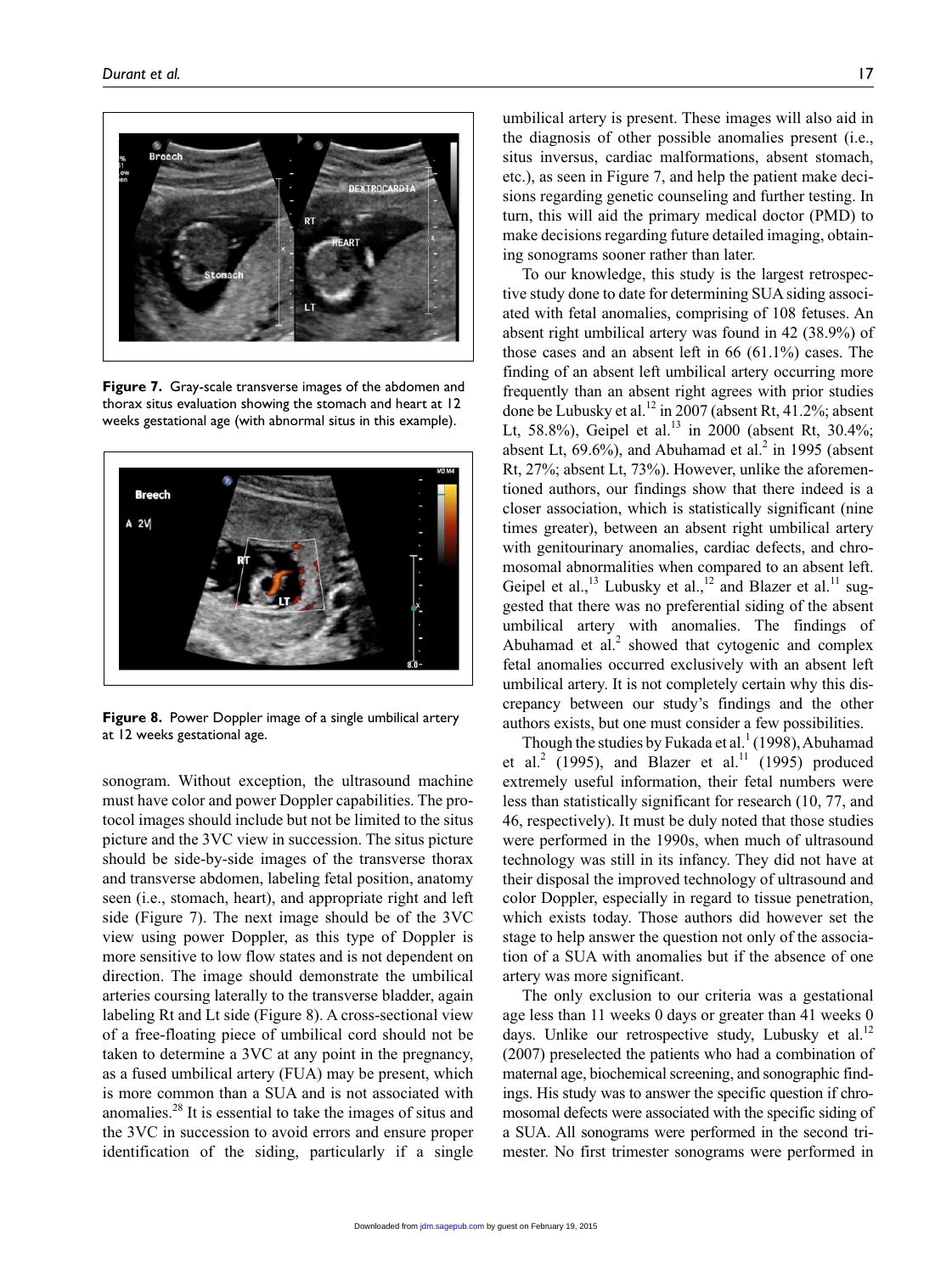**Figure 7.** Gray-scale transverse images of the abdomen and thorax situs evaluation showing the stomach and heart at 12 weeks gestational age (with abnormal situs in this example).

**Figure 8.** Power Doppler image of a single umbilical artery at 12 weeks gestational age.

sonogram. Without exception, the ultrasound machine must have color and power Doppler capabilities. The protocol images should include but not be limited to the situs picture and the 3VC view in succession. The situs picture should be side-by-side images of the transverse thorax and transverse abdomen, labeling fetal position, anatomy seen (i.e., stomach, heart), and appropriate right and left side (Figure 7). The next image should be of the 3VC view using power Doppler, as this type of Doppler is more sensitive to low flow states and is not dependent on direction. The image should demonstrate the umbilical arteries coursing laterally to the transverse bladder, again labeling Rt and Lt side (Figure 8). A cross-sectional view of a free-floating piece of umbilical cord should not be taken to determine a 3VC at any point in the pregnancy, as a fused umbilical artery (FUA) may be present, which is more common than a SUA and is not associated with anomalies.[28] It is essential to take the images of situs and the 3VC in succession to avoid errors and ensure proper identification of the siding, particularly if a single umbilical artery is present. These images will also aid in the diagnosis of other possible anomalies present (i.e., situs inversus, cardiac malformations, absent stomach, etc.), as seen in Figure 7, and help the patient make decisions regarding genetic counseling and further testing. In turn, this will aid the primary medical doctor (PMD) to make decisions regarding future detailed imaging, obtaining sonograms sooner rather than later.

To our knowledge, this study is the largest retrospective study done to date for determining SUA siding associated with fetal anomalies, comprising of 108 fetuses. An absent right umbilical artery was found in 42 (38.9%) of those cases and an absent left in 66 (61.1%) cases. The finding of an absent left umbilical artery occurring more frequently than an absent right agrees with prior studies done be Lubusky et al.[12] in 2007 (absent Rt, 41.2%; absent Lt, 58.8%), Geipel et al.[13] in 2000 (absent Rt, 30.4%; absent Lt, 69.6%), and Abuhamad et al.[2] in 1995 (absent Rt, 27%; absent Lt, 73%). However, unlike the aforementioned authors, our findings show that there indeed is a closer association, which is statistically significant (nine times greater), between an absent right umbilical artery with genitourinary anomalies, cardiac defects, and chromosomal abnormalities when compared to an absent left. Geipel et al.,[13] Lubusky et al.,[12] and Blazer et al.[11] suggested that there was no preferential siding of the absent umbilical artery with anomalies. The findings of Abuhamad et al.[2] showed that cytogenic and complex fetal anomalies occurred exclusively with an absent left umbilical artery. It is not completely certain why this discrepancy between our study's findings and the other authors exists, but one must consider a few possibilities.

Though the studies by Fukada et al.[1] (1998), Abuhamad et al.[2] (1995), and Blazer et al.[11] (1995) produced extremely useful information, their fetal numbers were less than statistically significant for research (10, 77, and 46, respectively). It must be duly noted that those studies were performed in the 1990s, when much of ultrasound technology was still in its infancy. They did not have at their disposal the improved technology of ultrasound and color Doppler, especially in regard to tissue penetration, which exists today. Those authors did however set the stage to help answer the question not only of the association of a SUA with anomalies but if the absence of one artery was more significant.

The only exclusion to our criteria was a gestational age less than 11 weeks 0 days or greater than 41 weeks 0 days. Unlike our retrospective study, Lubusky et al.[12] (2007) preselected the patients who had a combination of maternal age, biochemical screening, and sonographic findings. His study was to answer the specific question if chromosomal defects were associated with the specific siding of a SUA. All sonograms were performed in the second trimester. No first trimester sonograms were performed in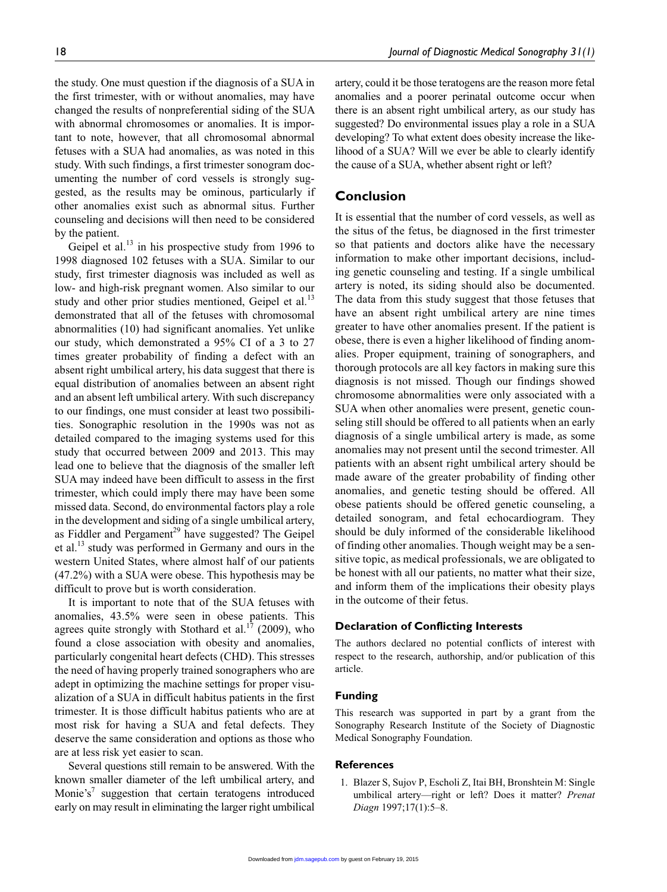the study. One must question if the diagnosis of a SUA in the first trimester, with or without anomalies, may have changed the results of nonpreferential siding of the SUA with abnormal chromosomes or anomalies. It is important to note, however, that all chromosomal abnormal fetuses with a SUA had anomalies, as was noted in this study. With such findings, a first trimester sonogram documenting the number of cord vessels is strongly suggested, as the results may be ominous, particularly if other anomalies exist such as abnormal situs. Further counseling and decisions will then need to be considered by the patient.

Geipel et al.[13] in his prospective study from 1996 to 1998 diagnosed 102 fetuses with a SUA. Similar to our study, first trimester diagnosis was included as well as low- and high-risk pregnant women. Also similar to our study and other prior studies mentioned, Geipel et al.[13] demonstrated that all of the fetuses with chromosomal abnormalities (10) had significant anomalies. Yet unlike our study, which demonstrated a 95% CI of a 3 to 27 times greater probability of finding a defect with an absent right umbilical artery, his data suggest that there is equal distribution of anomalies between an absent right and an absent left umbilical artery. With such discrepancy to our findings, one must consider at least two possibilities. Sonographic resolution in the 1990s was not as detailed compared to the imaging systems used for this study that occurred between 2009 and 2013. This may lead one to believe that the diagnosis of the smaller left SUA may indeed have been difficult to assess in the first trimester, which could imply there may have been some missed data. Second, do environmental factors play a role in the development and siding of a single umbilical artery, as Fiddler and Pergament[29] have suggested? The Geipel et al.[13] study was performed in Germany and ours in the western United States, where almost half of our patients (47.2%) with a SUA were obese. This hypothesis may be difficult to prove but is worth consideration.

It is important to note that of the SUA fetuses with anomalies, 43.5% were seen in obese patients. This agrees quite strongly with Stothard et al.[17] (2009), who found a close association with obesity and anomalies, particularly congenital heart defects (CHD). This stresses the need of having properly trained sonographers who are adept in optimizing the machine settings for proper visualization of a SUA in difficult habitus patients in the first trimester. It is those difficult habitus patients who are at most risk for having a SUA and fetal defects. They deserve the same consideration and options as those who are at less risk yet easier to scan.

Several questions still remain to be answered. With the known smaller diameter of the left umbilical artery, and Monie's[7] suggestion that certain teratogens introduced early on may result in eliminating the larger right umbilical artery, could it be those teratogens are the reason more fetal anomalies and a poorer perinatal outcome occur when there is an absent right umbilical artery, as our study has suggested? Do environmental issues play a role in a SUA developing? To what extent does obesity increase the likelihood of a SUA? Will we ever be able to clearly identify the cause of a SUA, whether absent right or left?

## Conclusion

It is essential that the number of cord vessels, as well as the situs of the fetus, be diagnosed in the first trimester so that patients and doctors alike have the necessary information to make other important decisions, including genetic counseling and testing. If a single umbilical artery is noted, its siding should also be documented. The data from this study suggest that those fetuses that have an absent right umbilical artery are nine times greater to have other anomalies present. If the patient is obese, there is even a higher likelihood of finding anomalies. Proper equipment, training of sonographers, and thorough protocols are all key factors in making sure this diagnosis is not missed. Though our findings showed chromosome abnormalities were only associated with a SUA when other anomalies were present, genetic counseling still should be offered to all patients when an early diagnosis of a single umbilical artery is made, as some anomalies may not present until the second trimester. All patients with an absent right umbilical artery should be made aware of the greater probability of finding other anomalies, and genetic testing should be offered. All obese patients should be offered genetic counseling, a detailed sonogram, and fetal echocardiogram. They should be duly informed of the considerable likelihood of finding other anomalies. Though weight may be a sensitive topic, as medical professionals, we are obligated to be honest with all our patients, no matter what their size, and inform them of the implications their obesity plays in the outcome of their fetus.

### Declaration of Conflicting Interests

The authors declared no potential conflicts of interest with respect to the research, authorship, and/or publication of this article.

### Funding

This research was supported in part by a grant from the Sonography Research Institute of the Society of Diagnostic Medical Sonography Foundation.

### References

1. Blazer S, Sujov P, Escholi Z, Itai BH, Bronshtein M: Single umbilical artery—right or left? Does it matter? *Prenat Diagn* 1997;17(1):5–8.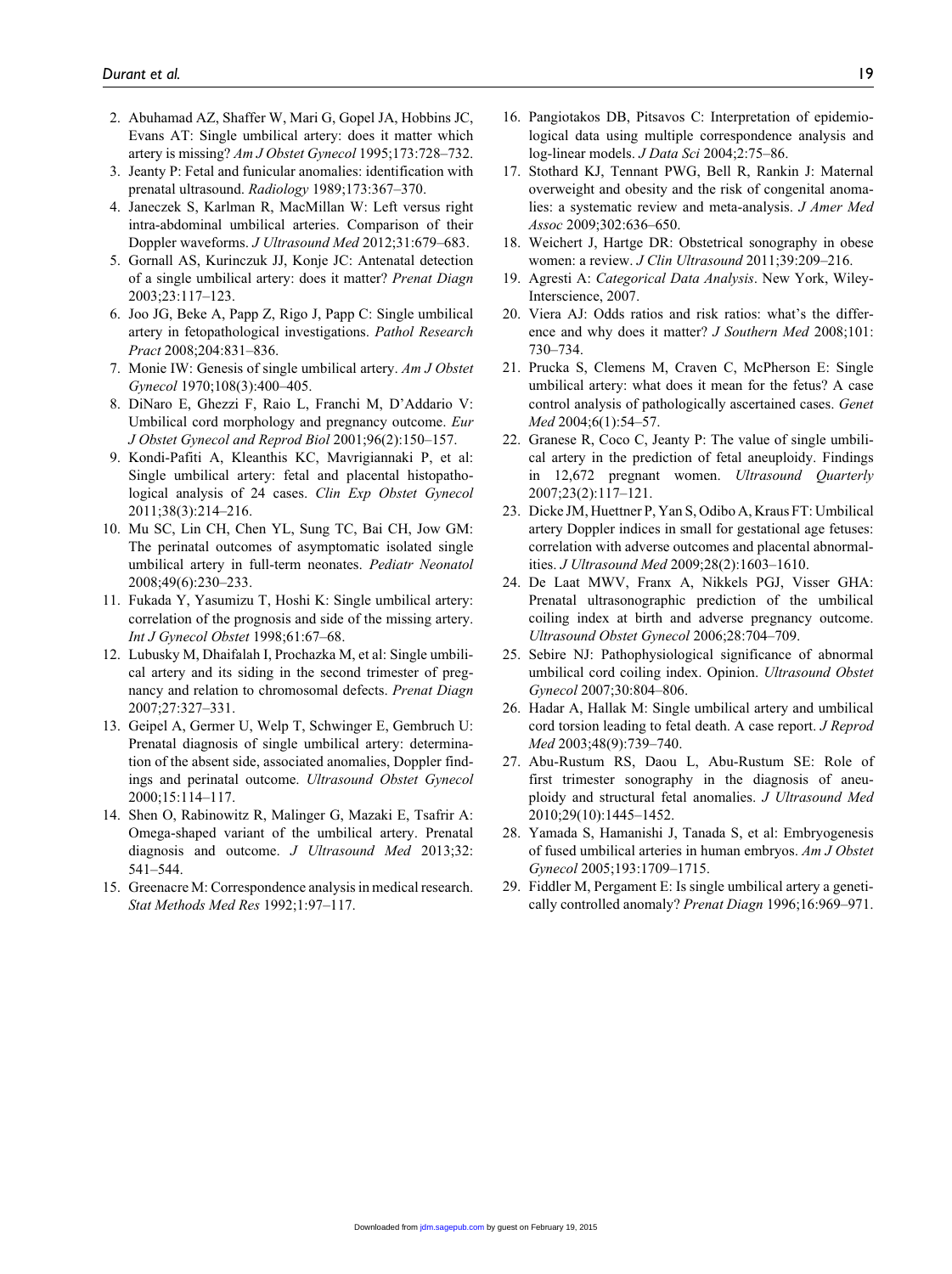2. Abuhamad AZ, Shaffer W, Mari G, Gopel JA, Hobbins JC, Evans AT: Single umbilical artery: does it matter which artery is missing? *Am J Obstet Gynecol* 1995;173:728–732.
3. Jeanty P: Fetal and funicular anomalies: identification with prenatal ultrasound. *Radiology* 1989;173:367–370.
4. Janeczek S, Karlman R, MacMillan W: Left versus right intra-abdominal umbilical arteries. Comparison of their Doppler waveforms. *J Ultrasound Med* 2012;31:679–683.
5. Gornall AS, Kurinczuk JJ, Konje JC: Antenatal detection of a single umbilical artery: does it matter? *Prenat Diagn* 2003;23:117–123.
6. Joo JG, Beke A, Papp Z, Rigo J, Papp C: Single umbilical artery in fetopathological investigations. *Pathol Research Pract* 2008;204:831–836.
7. Monie IW: Genesis of single umbilical artery. *Am J Obstet Gynecol* 1970;108(3):400–405.
8. DiNaro E, Ghezzi F, Raio L, Franchi M, D'Addario V: Umbilical cord morphology and pregnancy outcome. *Eur J Obstet Gynecol and Reprod Biol* 2001;96(2):150–157.
9. Kondi-Pafiti A, Kleanthis KC, Mavrigiannaki P, et al: Single umbilical artery: fetal and placental histopathological analysis of 24 cases. *Clin Exp Obstet Gynecol* 2011;38(3):214–216.
10. Mu SC, Lin CH, Chen YL, Sung TC, Bai CH, Jow GM: The perinatal outcomes of asymptomatic isolated single umbilical artery in full-term neonates. *Pediatr Neonatol* 2008;49(6):230–233.
11. Fukada Y, Yasumizu T, Hoshi K: Single umbilical artery: correlation of the prognosis and side of the missing artery. *Int J Gynecol Obstet* 1998;61:67–68.
12. Lubusky M, Dhaifalah I, Prochazka M, et al: Single umbilical artery and its siding in the second trimester of pregnancy and relation to chromosomal defects. *Prenat Diagn* 2007;27:327–331.
13. Geipel A, Germer U, Welp T, Schwinger E, Gembruch U: Prenatal diagnosis of single umbilical artery: determination of the absent side, associated anomalies, Doppler findings and perinatal outcome. *Ultrasound Obstet Gynecol* 2000;15:114–117.
14. Shen O, Rabinowitz R, Malinger G, Mazaki E, Tsafrir A: Omega-shaped variant of the umbilical artery. Prenatal diagnosis and outcome. *J Ultrasound Med* 2013;32: 541–544.
15. Greenacre M: Correspondence analysis in medical research. *Stat Methods Med Res* 1992;1:97–117.
16. Pangiotakos DB, Pitsavos C: Interpretation of epidemiological data using multiple correspondence analysis and log-linear models. *J Data Sci* 2004;2:75–86.
17. Stothard KJ, Tennant PWG, Bell R, Rankin J: Maternal overweight and obesity and the risk of congenital anomalies: a systematic review and meta-analysis. *J Amer Med Assoc* 2009;302:636–650.
18. Weichert J, Hartge DR: Obstetrical sonography in obese women: a review. *J Clin Ultrasound* 2011;39:209–216.
19. Agresti A: *Categorical Data Analysis*. New York, Wiley-Interscience, 2007.
20. Viera AJ: Odds ratios and risk ratios: what's the difference and why does it matter? *J Southern Med* 2008;101: 730–734.
21. Prucka S, Clemens M, Craven C, McPherson E: Single umbilical artery: what does it mean for the fetus? A case control analysis of pathologically ascertained cases. *Genet Med* 2004;6(1):54–57.
22. Granese R, Coco C, Jeanty P: The value of single umbilical artery in the prediction of fetal aneuploidy. Findings in 12,672 pregnant women. *Ultrasound Quarterly* 2007;23(2):117–121.
23. Dicke JM, Huettner P, Yan S, Odibo A, Kraus FT: Umbilical artery Doppler indices in small for gestational age fetuses: correlation with adverse outcomes and placental abnormalities. *J Ultrasound Med* 2009;28(2):1603–1610.
24. De Laat MWV, Franx A, Nikkels PGJ, Visser GHA: Prenatal ultrasonographic prediction of the umbilical coiling index at birth and adverse pregnancy outcome. *Ultrasound Obstet Gynecol* 2006;28:704–709.
25. Sebire NJ: Pathophysiological significance of abnormal umbilical cord coiling index. Opinion. *Ultrasound Obstet Gynecol* 2007;30:804–806.
26. Hadar A, Hallak M: Single umbilical artery and umbilical cord torsion leading to fetal death. A case report. *J Reprod Med* 2003;48(9):739–740.
27. Abu-Rustum RS, Daou L, Abu-Rustum SE: Role of first trimester sonography in the diagnosis of aneuploidy and structural fetal anomalies. *J Ultrasound Med* 2010;29(10):1445–1452.
28. Yamada S, Hamanishi J, Tanada S, et al: Embryogenesis of fused umbilical arteries in human embryos. *Am J Obstet Gynecol* 2005;193:1709–1715.
29. Fiddler M, Pergament E: Is single umbilical artery a genetically controlled anomaly? *Prenat Diagn* 1996;16:969–971.